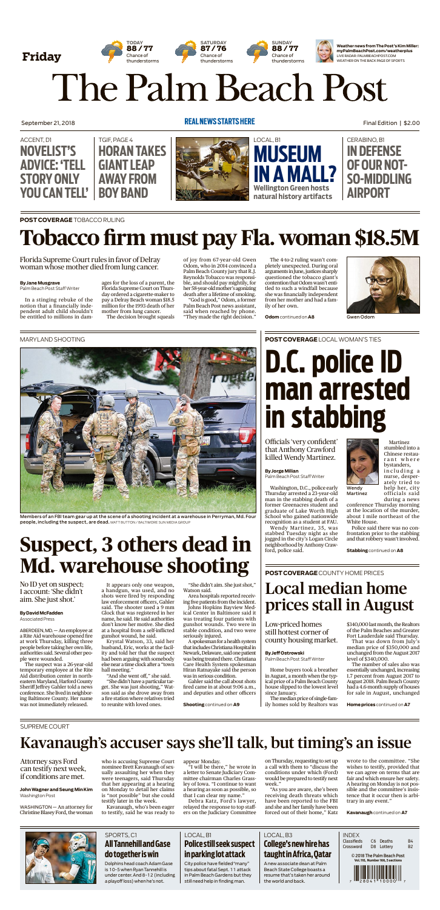Friday

TODAY 88 / 77 Chance of thunderstorms | SATURDAY 87 / 76 Chance of thunderstorms | SUNDAY 88 / 77 Chance of thunderstorms

**Weather news from The Post's Kim Miller: myPalmBeachPost.com/weatherplus** LIVE RADAR: PALMBEACHPOST.COM WEATHER ON THE BACK PAGE OF SPORTS

# The Palm Beach Post

September 21, 2018 **REAL NEWS STARTS HERE** Final Edition | $2.00

ACCENT, D1 **NOVELIST'S ADVICE: 'TELL STORY ONLY YOU CAN TELL'**

TGIF, PAGE 4 **HORAN TAKES GIANT LEAP AWAY FROM BOY BAND**

LOCAL, B1 **MUSEUM IN A MALL?** Wellington Green hosts natural history artifacts

CERABINO, B1 **IN DEFENSE OF OUR NOT-SO-MIDDLING AIRPORT**

**POST COVERAGE** TOBACCO RULING

# Tobacco firm must pay Fla. woman $18.5M

Florida Supreme Court rules in favor of Delray woman whose mother died from lung cancer.

**By Jane Musgrave**
Palm Beach Post Staff Writer

In a stinging rebuke of the notion that a financially independent adult child shouldn't be entitled to millions in damages for the loss of a parent, the Florida Supreme Court on Thursday ordered a cigarette-maker to pay a Delray Beach woman $18.5 million for the 1993 death of her mother from lung cancer.

The decision brought squeals of joy from 67-year-old Gwen Odom, who in 2014 convinced a Palm Beach County jury that R.J. Reynolds Tobacco was responsible, and should pay mightily, for her 58-year-old mother's agonizing death after a lifetime of smoking.

"God is good," Odom, a former Palm Beach Post news assistant, said when reached by phone. "They made the right decision."

The 4-to-2 ruling wasn't completely unexpected. During oral arguments in June, justices sharply questioned the tobacco giant's contention that Odom wasn't entitled to such a windfall because she was financially independent from her mother and had a family of her own.

**Odom** continued on **A8**

Gwen Odom

MARYLAND SHOOTING

Members of an FBI team gear up at the scene of a shooting incident at a warehouse in Perryman, Md. Four people, including the suspect, are dead. MATT BUTTON / BALTIMORE SUN MEDIA GROUP

# Suspect, 3 others dead in Md. warehouse shooting

No ID yet on suspect; 1 account: 'She didn't aim. She just shot.'

**By David McFadden**
Associated Press

ABERDEEN, MD. — An employee at a Rite Aid warehouse opened fire at work Thursday, killing three people before taking her own life, authorities said. Several other people were wounded.

The suspect was a 26-year-old temporary employee at the Rite Aid distribution center in northeastern Maryland, Harford County Sheriff Jeffrey Gahler told a news conference. She lived in neighboring Baltimore County. Her name was not immediately released.

It appears only one weapon, a handgun, was used, and no shots were fired by responding law enforcement officers, Gahler said. The shooter used a 9 mm Glock that was registered in her name, he said. He said authorities don't know her motive. She died at a hospital from a self-inflicted gunshot wound, he said.

Krystal Watson, 33, said her husband, Eric, works at the facility and told her that the suspect had been arguing with somebody else near a time clock after a "town hall meeting."

"And she went off," she said.

"She didn't have a particular target. She was just shooting," Watson said as she drove away from a fire station where relatives tried to reunite with loved ones.

"She didn't aim. She just shot," Watson said.

Area hospitals reported receiving five patients from the incident.

Johns Hopkins Bayview Medical Center in Baltimore said it was treating four patients with gunshot wounds. Two were in stable condition, and two were seriously injured.

A spokesman for a health system that includes Christiana Hospital in Newark, Delaware, said one patient was being treated there. Christiana Care Health System spokesman Hiran Ratnayake said the person was in serious condition.

Gahler said the call about shots fired came in at about 9:06 a.m., and deputies and other officers

**Shooting** continued on **A9**

**POST COVERAGE** LOCAL WOMAN'S TIES

# D.C. police ID man arrested in stabbing

Officials 'very confident' that Anthony Crawford killed Wendy Martinez.

**By Jorge Milian**
Palm Beach Post Staff Writer

Washington, D.C., police early Thursday arrested a 23-year-old man in the stabbing death of a former Greenacres student and graduate of Lake Worth High School who gained nationwide recognition as a student at FAU.

Wendy Martinez, 35, was stabbed Tuesday night as she jogged in the city's Logan Circle neighborhood by Anthony Crawford, police said.

Wendy Martinez

Martinez stumbled into a Chinese restaurant where bystanders, including a nurse, desperately tried to help her, city officials said during a news conference Thursday morning at the location of the murder, about 1 mile northeast of the White House.

Police said there was no confrontation prior to the stabbing and that robbery wasn't involved.

**Stabbing** continued on **A8**

**POST COVERAGE** COUNTY HOME PRICES

# Local median home prices stall in August

Low-priced homes still hottest corner of county housing market.

**By Jeff Ostrowski**
Palm Beach Post Staff Writer

Home buyers took a breather in August, a month when the typical price of a Palm Beach County house slipped to the lowest level since January.

The median price of single-family homes sold by Realtors was $340,000 last month, the Realtors of the Palm Beaches and Greater Fort Lauderdale said Thursday.

That was down from July's median price of $350,000 and unchanged from the August 2017 level of $340,000.

The number of sales also was essentially unchanged, increasing 1.7 percent from August 2017 to August 2018. Palm Beach County had a 4.6-month supply of houses for sale in August, unchanged

**Home prices** continued on **A7**

SUPREME COURT

# Kavanaugh's accuser says she'll talk, but timing's an issue

Attorney says Ford can testify next week, if conditions are met.

**John Wagner and Seung Min Kim**
Washington Post

WASHINGTON — An attorney for Christine Blasey Ford, the woman who is accusing Supreme Court nominee Brett Kavanaugh of sexually assaulting her when they were teenagers, said Thursday that her appearing at a hearing on Monday to detail her claims is "not possible" but she could testify later in the week.

Kavanaugh, who's been eager to testify, said he was ready to appear Monday.

"I will be there," he wrote in a letter to Senate Judiciary Committee chairman Charles Grassley of Iowa. "I continue to want a hearing as soon as possible, so that I can clear my name."

Debra Katz, Ford's lawyer, relayed the response to top staffers on the Judiciary Committee on Thursday, requesting to set up a call with them to "discuss the conditions under which (Ford) would be prepared to testify next week."

"As you are aware, she's been receiving death threats which have been reported to the FBI and she and her family have been forced out of their home," Katz wrote to the committee. "She wishes to testify, provided that we can agree on terms that are fair and which ensure her safety. A hearing on Monday is not possible and the committee's insistence that it occur then is arbitrary in any event."

**Kavanaugh** continued on **A7**

SPORTS, C1
**All Tannehill and Gase do together is win**
Dolphins head coach Adam Gase is 10–5 when Ryan Tannehill is under center. And 8–12 (including a playoff loss) when he's not.

LOCAL, B1
**Police still seek suspect in parking lot attack**
City police have fielded "many" tips about fatal Sept. 11 attack in Palm Beach Gardens but they still need help in finding man.

LOCAL, B3
**College's new hire has taught in Africa, Qatar**
A new associate dean at Palm Beach State College boasts a resume that's taken her around the world and back.

INDEX

| | | | |
|---|---|---|---|
| Classifieds | C6 | Deaths | B4 |
| Crossword | D8 | Lottery | B2 |

© 2018 The Palm Beach Post
Vol. 110, Number 166, 5 sections